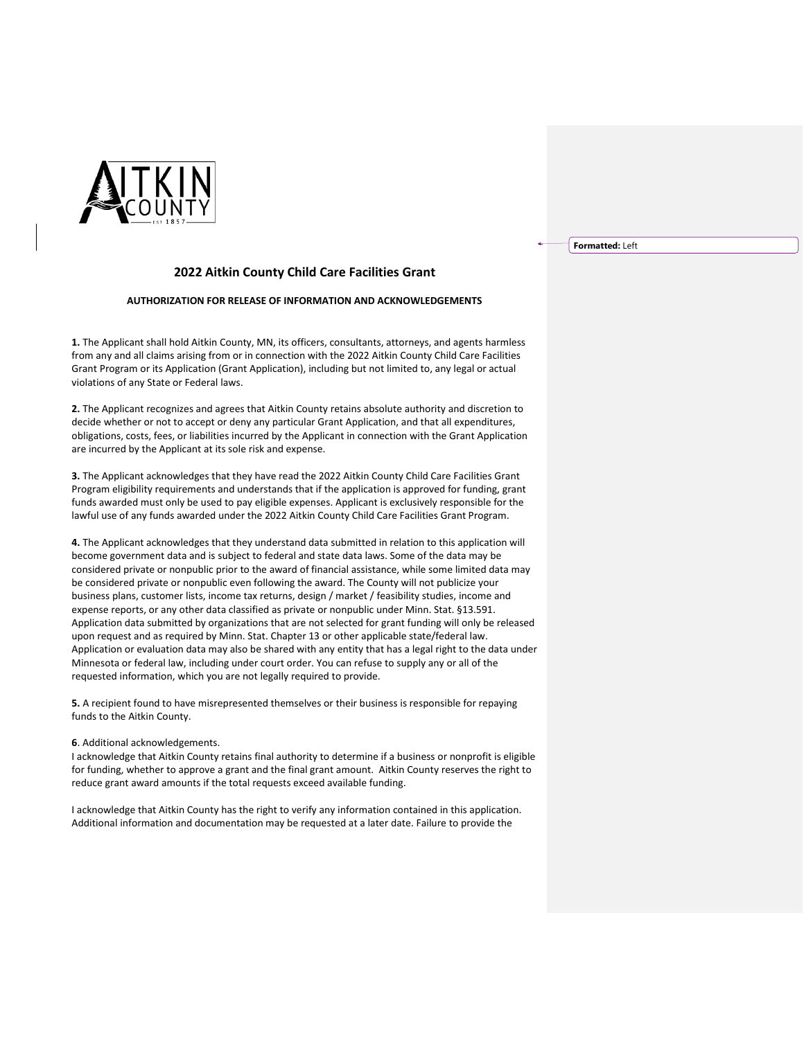# 2022 Aitkin County Child Care Facilities Grant

## AUTHORIZATION FOR RELEASE OF INFORMATION AND ACKNOWLEDGEMENTS

**1.** The Applicant shall hold Aitkin County, MN, its officers, consultants, attorneys, and agents harmless from any and all claims arising from or in connection with the 2022 Aitkin County Child Care Facilities Grant Program or its Application (Grant Application), including but not limited to, any legal or actual violations of any State or Federal laws.

**2.** The Applicant recognizes and agrees that Aitkin County retains absolute authority and discretion to decide whether or not to accept or deny any particular Grant Application, and that all expenditures, obligations, costs, fees, or liabilities incurred by the Applicant in connection with the Grant Application are incurred by the Applicant at its sole risk and expense.

**3.** The Applicant acknowledges that they have read the 2022 Aitkin County Child Care Facilities Grant Program eligibility requirements and understands that if the application is approved for funding, grant funds awarded must only be used to pay eligible expenses. Applicant is exclusively responsible for the lawful use of any funds awarded under the 2022 Aitkin County Child Care Facilities Grant Program.

**4.** The Applicant acknowledges that they understand data submitted in relation to this application will become government data and is subject to federal and state data laws. Some of the data may be considered private or nonpublic prior to the award of financial assistance, while some limited data may be considered private or nonpublic even following the award. The County will not publicize your business plans, customer lists, income tax returns, design / market / feasibility studies, income and expense reports, or any other data classified as private or nonpublic under Minn. Stat. §13.591. Application data submitted by organizations that are not selected for grant funding will only be released upon request and as required by Minn. Stat. Chapter 13 or other applicable state/federal law. Application or evaluation data may also be shared with any entity that has a legal right to the data under Minnesota or federal law, including under court order. You can refuse to supply any or all of the requested information, which you are not legally required to provide.

**5.** A recipient found to have misrepresented themselves or their business is responsible for repaying funds to the Aitkin County.

**6**. Additional acknowledgements.

I acknowledge that Aitkin County retains final authority to determine if a business or nonprofit is eligible for funding, whether to approve a grant and the final grant amount. Aitkin County reserves the right to reduce grant award amounts if the total requests exceed available funding.

I acknowledge that Aitkin County has the right to verify any information contained in this application. Additional information and documentation may be requested at a later date. Failure to provide the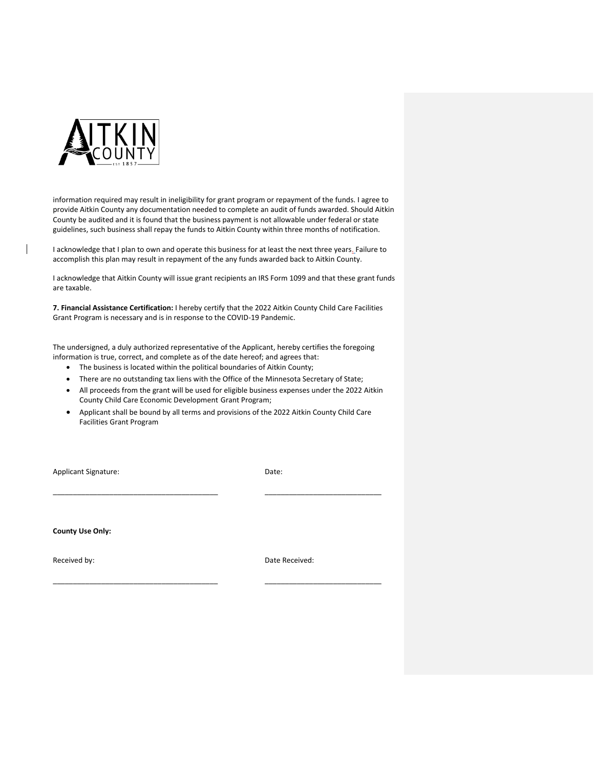information required may result in ineligibility for grant program or repayment of the funds. I agree to provide Aitkin County any documentation needed to complete an audit of funds awarded. Should Aitkin County be audited and it is found that the business payment is not allowable under federal or state guidelines, such business shall repay the funds to Aitkin County within three months of notification.

I acknowledge that I plan to own and operate this business for at least the next three years. Failure to accomplish this plan may result in repayment of the any funds awarded back to Aitkin County.

I acknowledge that Aitkin County will issue grant recipients an IRS Form 1099 and that these grant funds are taxable.

**7. Financial Assistance Certification:** I hereby certify that the 2022 Aitkin County Child Care Facilities Grant Program is necessary and is in response to the COVID-19 Pandemic.

The undersigned, a duly authorized representative of the Applicant, hereby certifies the foregoing information is true, correct, and complete as of the date hereof; and agrees that:

- The business is located within the political boundaries of Aitkin County;
- There are no outstanding tax liens with the Office of the Minnesota Secretary of State;
- All proceeds from the grant will be used for eligible business expenses under the 2022 Aitkin County Child Care Economic Development Grant Program;
- Applicant shall be bound by all terms and provisions of the 2022 Aitkin County Child Care Facilities Grant Program

Applicant Signature: \_\_\_\_\_\_\_\_\_\_\_\_\_\_\_\_\_\_\_\_\_\_\_\_\_\_\_\_\_\_\_\_\_\_\_\_\_\_\_\_

Date: \_\_\_\_\_\_\_\_\_\_\_\_\_\_\_\_\_\_\_\_\_\_\_\_\_\_\_\_\_

**County Use Only:**

Received by: \_\_\_\_\_\_\_\_\_\_\_\_\_\_\_\_\_\_\_\_\_\_\_\_\_\_\_\_\_\_\_\_\_\_\_\_\_\_\_\_

Date Received: \_\_\_\_\_\_\_\_\_\_\_\_\_\_\_\_\_\_\_\_\_\_\_\_\_\_\_\_\_